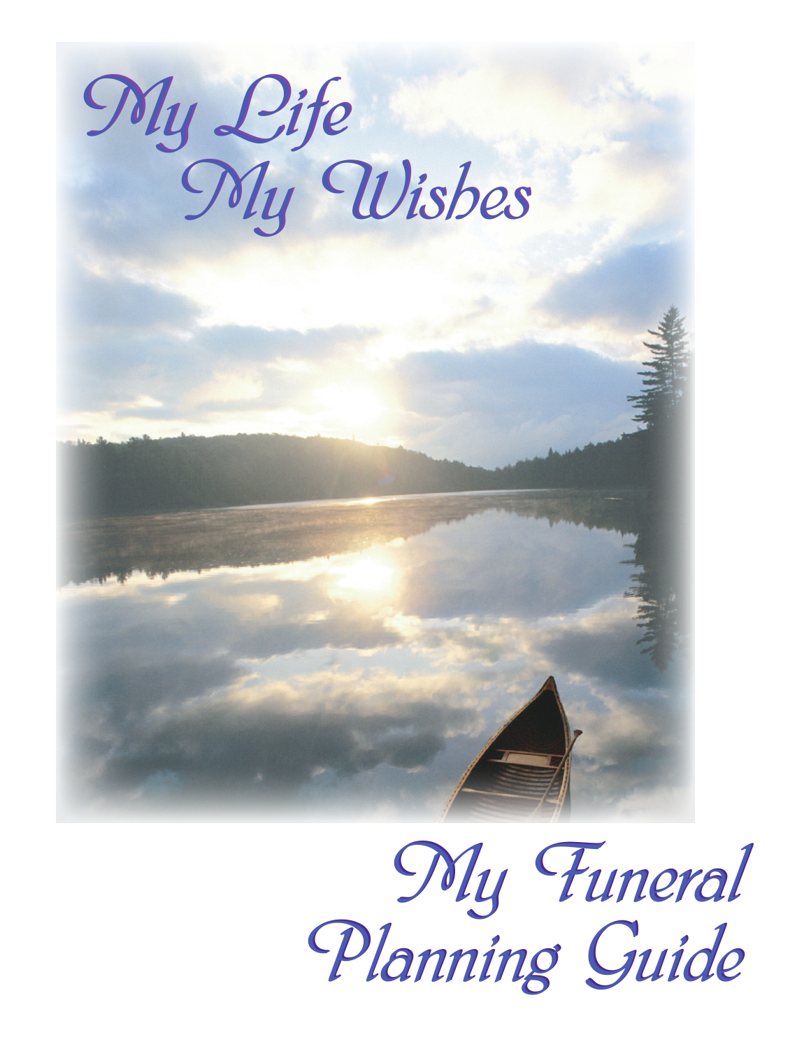# My Life
# My Wishes

# My Funeral Planning Guide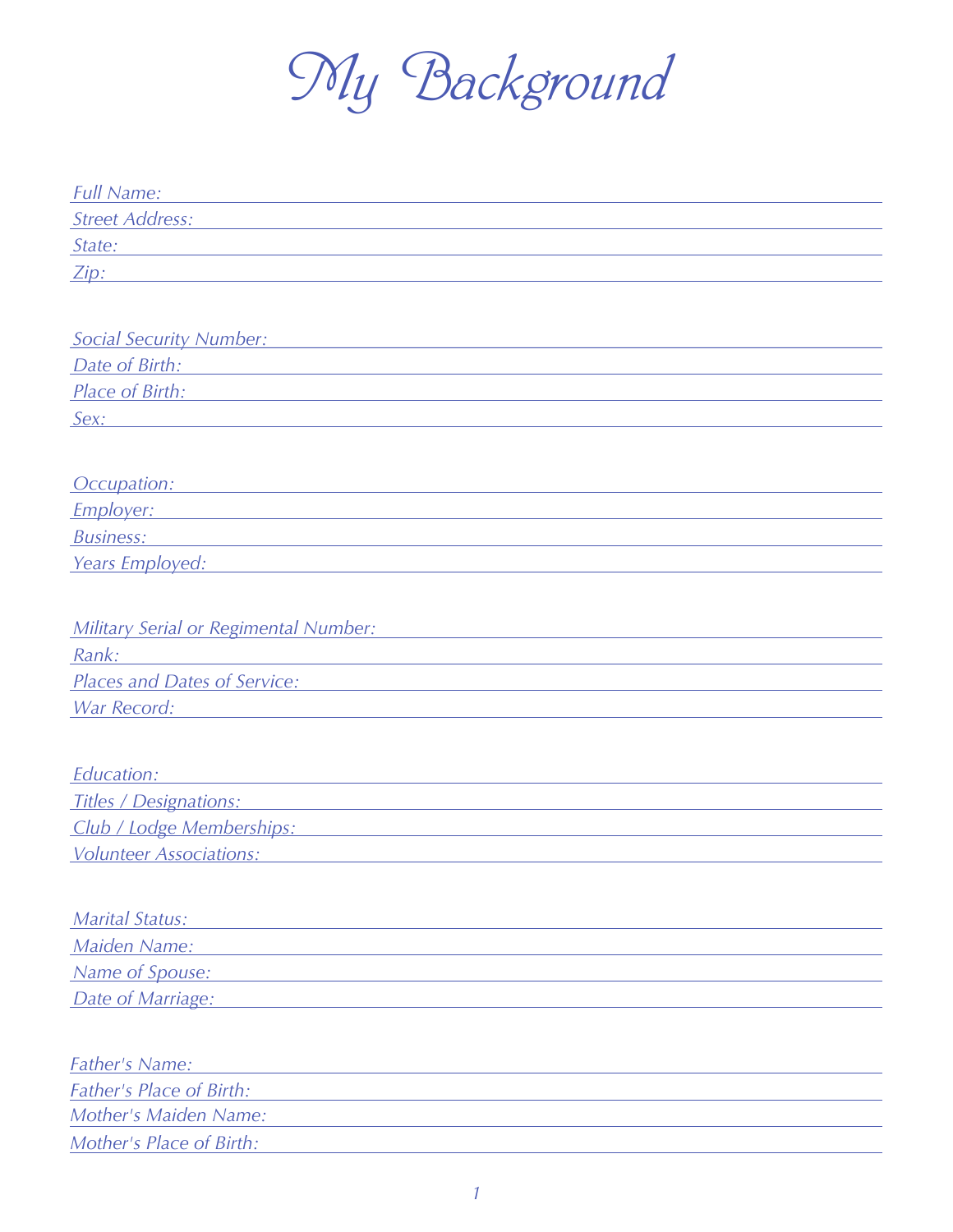# My Background

*Full Name:* \_\_\_\_\_\_\_\_\_\_\_\_\_\_\_\_\_\_\_\_\_\_\_\_\_\_\_\_\_\_

*Street Address:* \_\_\_\_\_\_\_\_\_\_\_\_\_\_\_\_\_\_\_\_\_\_\_\_\_\_\_\_\_\_

*State:* \_\_\_\_\_\_\_\_\_\_\_\_\_\_\_\_\_\_\_\_\_\_\_\_\_\_\_\_\_\_

*Zip:* \_\_\_\_\_\_\_\_\_\_\_\_\_\_\_\_\_\_\_\_\_\_\_\_\_\_\_\_\_\_

*Social Security Number:* \_\_\_\_\_\_\_\_\_\_\_\_\_\_\_\_\_\_\_\_\_\_\_\_\_\_\_\_\_\_

*Date of Birth:* \_\_\_\_\_\_\_\_\_\_\_\_\_\_\_\_\_\_\_\_\_\_\_\_\_\_\_\_\_\_

*Place of Birth:* \_\_\_\_\_\_\_\_\_\_\_\_\_\_\_\_\_\_\_\_\_\_\_\_\_\_\_\_\_\_

*Sex:* \_\_\_\_\_\_\_\_\_\_\_\_\_\_\_\_\_\_\_\_\_\_\_\_\_\_\_\_\_\_

*Occupation:* \_\_\_\_\_\_\_\_\_\_\_\_\_\_\_\_\_\_\_\_\_\_\_\_\_\_\_\_\_\_

*Employer:* \_\_\_\_\_\_\_\_\_\_\_\_\_\_\_\_\_\_\_\_\_\_\_\_\_\_\_\_\_\_

*Business:* \_\_\_\_\_\_\_\_\_\_\_\_\_\_\_\_\_\_\_\_\_\_\_\_\_\_\_\_\_\_

*Years Employed:* \_\_\_\_\_\_\_\_\_\_\_\_\_\_\_\_\_\_\_\_\_\_\_\_\_\_\_\_\_\_

*Military Serial or Regimental Number:* \_\_\_\_\_\_\_\_\_\_\_\_\_\_\_\_\_\_\_\_\_\_\_\_\_\_\_\_\_\_

*Rank:* \_\_\_\_\_\_\_\_\_\_\_\_\_\_\_\_\_\_\_\_\_\_\_\_\_\_\_\_\_\_

*Places and Dates of Service:* \_\_\_\_\_\_\_\_\_\_\_\_\_\_\_\_\_\_\_\_\_\_\_\_\_\_\_\_\_\_

*War Record:* \_\_\_\_\_\_\_\_\_\_\_\_\_\_\_\_\_\_\_\_\_\_\_\_\_\_\_\_\_\_

*Education:* \_\_\_\_\_\_\_\_\_\_\_\_\_\_\_\_\_\_\_\_\_\_\_\_\_\_\_\_\_\_

*Titles / Designations:* \_\_\_\_\_\_\_\_\_\_\_\_\_\_\_\_\_\_\_\_\_\_\_\_\_\_\_\_\_\_

*Club / Lodge Memberships:* \_\_\_\_\_\_\_\_\_\_\_\_\_\_\_\_\_\_\_\_\_\_\_\_\_\_\_\_\_\_

*Volunteer Associations:* \_\_\_\_\_\_\_\_\_\_\_\_\_\_\_\_\_\_\_\_\_\_\_\_\_\_\_\_\_\_

*Marital Status:* \_\_\_\_\_\_\_\_\_\_\_\_\_\_\_\_\_\_\_\_\_\_\_\_\_\_\_\_\_\_

*Maiden Name:* \_\_\_\_\_\_\_\_\_\_\_\_\_\_\_\_\_\_\_\_\_\_\_\_\_\_\_\_\_\_

*Name of Spouse:* \_\_\_\_\_\_\_\_\_\_\_\_\_\_\_\_\_\_\_\_\_\_\_\_\_\_\_\_\_\_

*Date of Marriage:* \_\_\_\_\_\_\_\_\_\_\_\_\_\_\_\_\_\_\_\_\_\_\_\_\_\_\_\_\_\_

*Father's Name:* \_\_\_\_\_\_\_\_\_\_\_\_\_\_\_\_\_\_\_\_\_\_\_\_\_\_\_\_\_\_

*Father's Place of Birth:* \_\_\_\_\_\_\_\_\_\_\_\_\_\_\_\_\_\_\_\_\_\_\_\_\_\_\_\_\_\_

*Mother's Maiden Name:* \_\_\_\_\_\_\_\_\_\_\_\_\_\_\_\_\_\_\_\_\_\_\_\_\_\_\_\_\_\_

*Mother's Place of Birth:* \_\_\_\_\_\_\_\_\_\_\_\_\_\_\_\_\_\_\_\_\_\_\_\_\_\_\_\_\_\_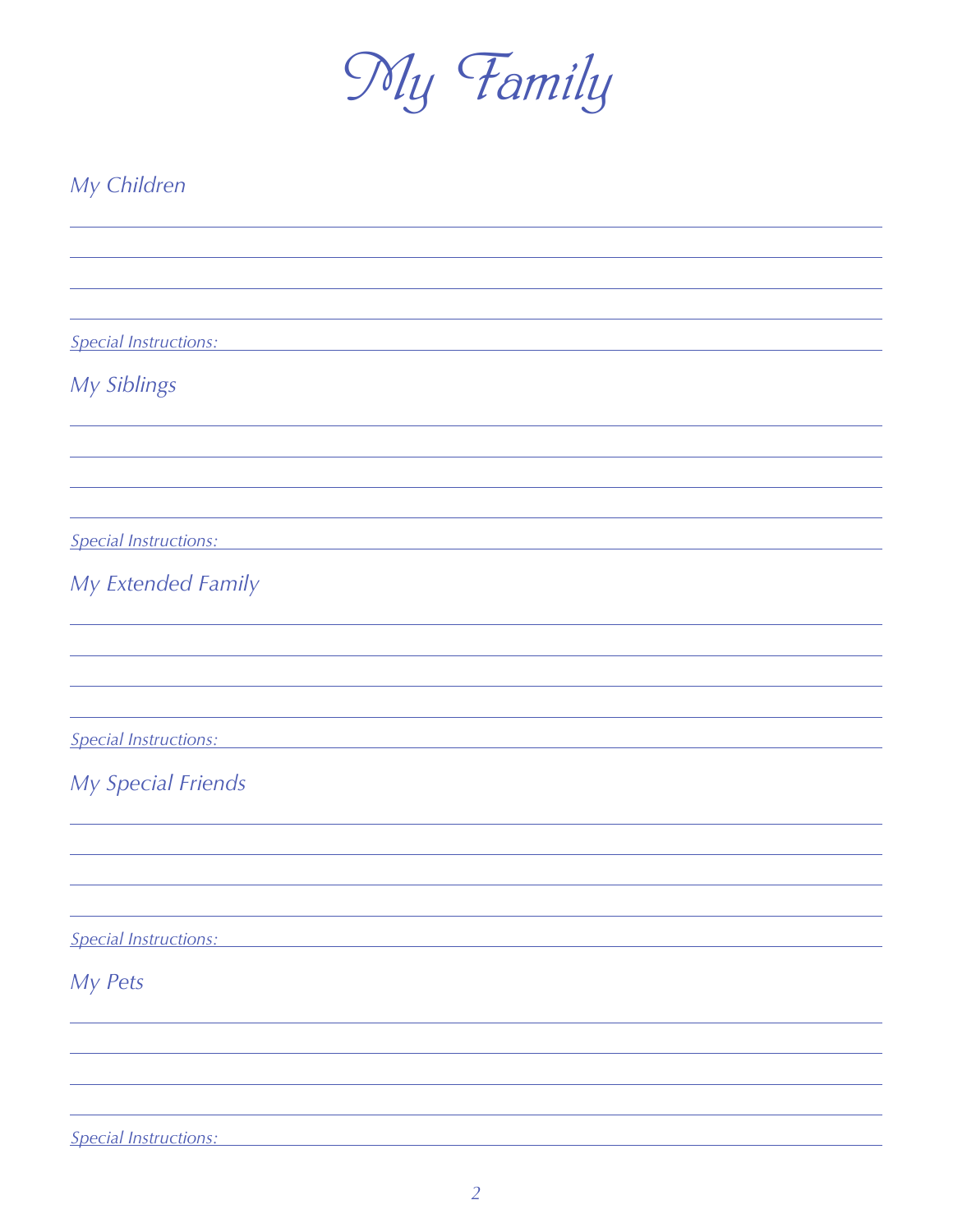# My Family

## My Children

*Special Instructions:*

## My Siblings

*Special Instructions:*

## My Extended Family

*Special Instructions:*

## My Special Friends

*Special Instructions:*

## My Pets

*Special Instructions:*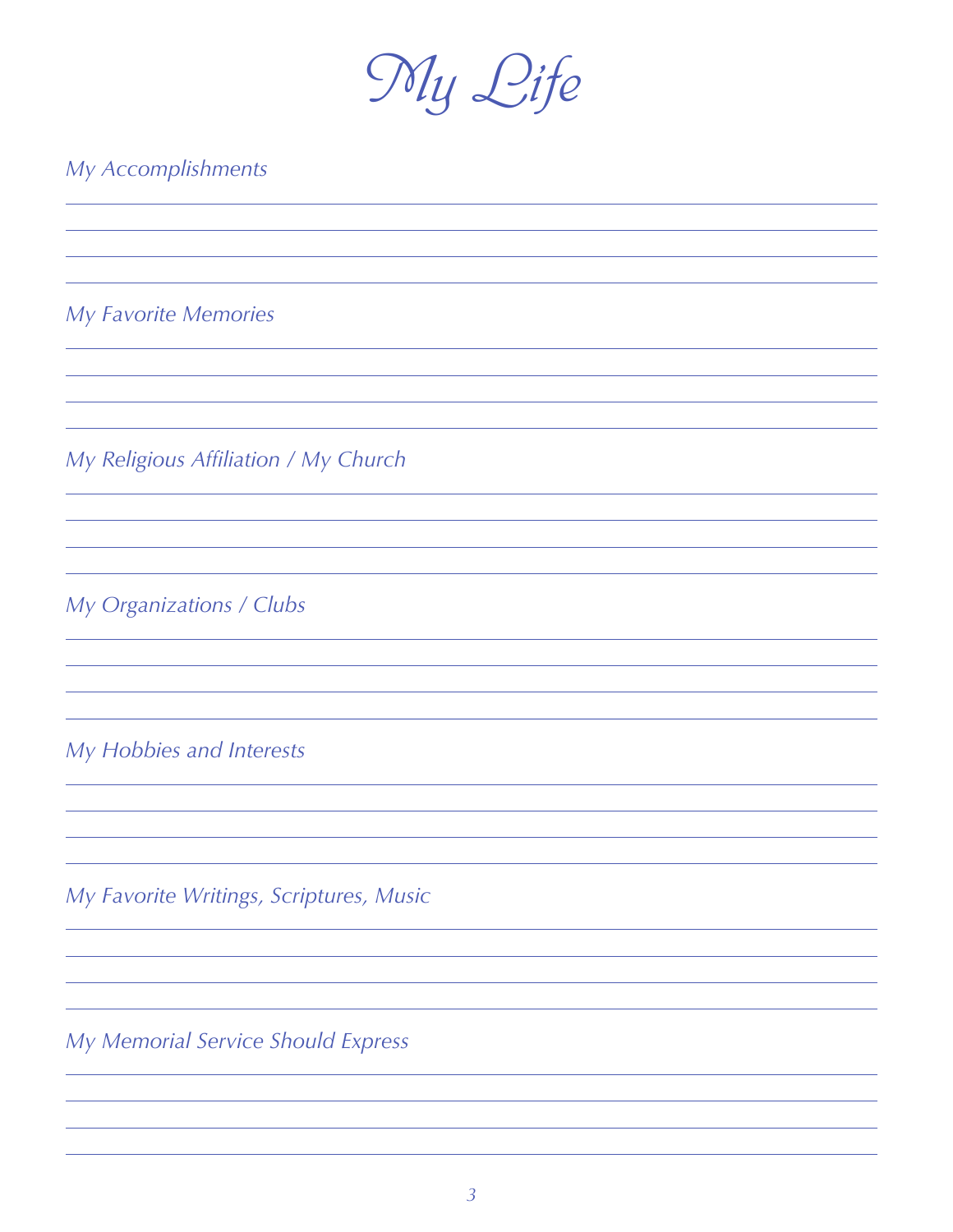# My Life

*My Accomplishments*

*My Favorite Memories*

*My Religious Affiliation / My Church*

*My Organizations / Clubs*

*My Hobbies and Interests*

*My Favorite Writings, Scriptures, Music*

*My Memorial Service Should Express*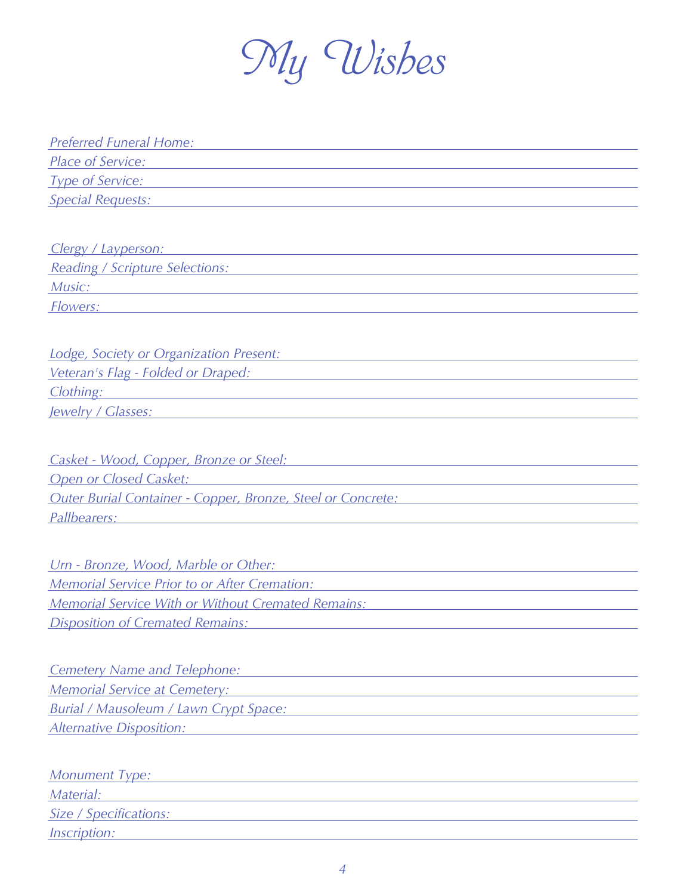# *My Wishes*

*Preferred Funeral Home:* \_\_\_\_\_\_\_\_\_\_\_\_\_\_\_\_\_\_\_\_\_\_\_\_\_\_\_\_\_\_\_\_

*Place of Service:* \_\_\_\_\_\_\_\_\_\_\_\_\_\_\_\_\_\_\_\_\_\_\_\_\_\_\_\_\_\_\_\_

*Type of Service:* \_\_\_\_\_\_\_\_\_\_\_\_\_\_\_\_\_\_\_\_\_\_\_\_\_\_\_\_\_\_\_\_

*Special Requests:* \_\_\_\_\_\_\_\_\_\_\_\_\_\_\_\_\_\_\_\_\_\_\_\_\_\_\_\_\_\_\_\_

*Clergy / Layperson:* \_\_\_\_\_\_\_\_\_\_\_\_\_\_\_\_\_\_\_\_\_\_\_\_\_\_\_\_\_\_\_\_

*Reading / Scripture Selections:* \_\_\_\_\_\_\_\_\_\_\_\_\_\_\_\_\_\_\_\_\_\_\_\_\_\_\_\_\_\_\_\_

*Music:* \_\_\_\_\_\_\_\_\_\_\_\_\_\_\_\_\_\_\_\_\_\_\_\_\_\_\_\_\_\_\_\_

*Flowers:* \_\_\_\_\_\_\_\_\_\_\_\_\_\_\_\_\_\_\_\_\_\_\_\_\_\_\_\_\_\_\_\_

*Lodge, Society or Organization Present:* \_\_\_\_\_\_\_\_\_\_\_\_\_\_\_\_\_\_\_\_\_\_\_\_\_\_\_\_\_\_\_\_

*Veteran's Flag - Folded or Draped:* \_\_\_\_\_\_\_\_\_\_\_\_\_\_\_\_\_\_\_\_\_\_\_\_\_\_\_\_\_\_\_\_

*Clothing:* \_\_\_\_\_\_\_\_\_\_\_\_\_\_\_\_\_\_\_\_\_\_\_\_\_\_\_\_\_\_\_\_

*Jewelry / Glasses:* \_\_\_\_\_\_\_\_\_\_\_\_\_\_\_\_\_\_\_\_\_\_\_\_\_\_\_\_\_\_\_\_

*Casket - Wood, Copper, Bronze or Steel:* \_\_\_\_\_\_\_\_\_\_\_\_\_\_\_\_\_\_\_\_\_\_\_\_\_\_\_\_\_\_\_\_

*Open or Closed Casket:* \_\_\_\_\_\_\_\_\_\_\_\_\_\_\_\_\_\_\_\_\_\_\_\_\_\_\_\_\_\_\_\_

*Outer Burial Container - Copper, Bronze, Steel or Concrete:* \_\_\_\_\_\_\_\_\_\_\_\_\_\_\_\_\_\_\_\_\_\_\_\_\_\_\_\_\_\_\_\_

*Pallbearers:* \_\_\_\_\_\_\_\_\_\_\_\_\_\_\_\_\_\_\_\_\_\_\_\_\_\_\_\_\_\_\_\_

*Urn - Bronze, Wood, Marble or Other:* \_\_\_\_\_\_\_\_\_\_\_\_\_\_\_\_\_\_\_\_\_\_\_\_\_\_\_\_\_\_\_\_

*Memorial Service Prior to or After Cremation:* \_\_\_\_\_\_\_\_\_\_\_\_\_\_\_\_\_\_\_\_\_\_\_\_\_\_\_\_\_\_\_\_

*Memorial Service With or Without Cremated Remains:* \_\_\_\_\_\_\_\_\_\_\_\_\_\_\_\_\_\_\_\_\_\_\_\_\_\_\_\_\_\_\_\_

*Disposition of Cremated Remains:* \_\_\_\_\_\_\_\_\_\_\_\_\_\_\_\_\_\_\_\_\_\_\_\_\_\_\_\_\_\_\_\_

*Cemetery Name and Telephone:* \_\_\_\_\_\_\_\_\_\_\_\_\_\_\_\_\_\_\_\_\_\_\_\_\_\_\_\_\_\_\_\_

*Memorial Service at Cemetery:* \_\_\_\_\_\_\_\_\_\_\_\_\_\_\_\_\_\_\_\_\_\_\_\_\_\_\_\_\_\_\_\_

*Burial / Mausoleum / Lawn Crypt Space:* \_\_\_\_\_\_\_\_\_\_\_\_\_\_\_\_\_\_\_\_\_\_\_\_\_\_\_\_\_\_\_\_

*Alternative Disposition:* \_\_\_\_\_\_\_\_\_\_\_\_\_\_\_\_\_\_\_\_\_\_\_\_\_\_\_\_\_\_\_\_

*Monument Type:* \_\_\_\_\_\_\_\_\_\_\_\_\_\_\_\_\_\_\_\_\_\_\_\_\_\_\_\_\_\_\_\_

*Material:* \_\_\_\_\_\_\_\_\_\_\_\_\_\_\_\_\_\_\_\_\_\_\_\_\_\_\_\_\_\_\_\_

*Size / Specifications:* \_\_\_\_\_\_\_\_\_\_\_\_\_\_\_\_\_\_\_\_\_\_\_\_\_\_\_\_\_\_\_\_

*Inscription:* \_\_\_\_\_\_\_\_\_\_\_\_\_\_\_\_\_\_\_\_\_\_\_\_\_\_\_\_\_\_\_\_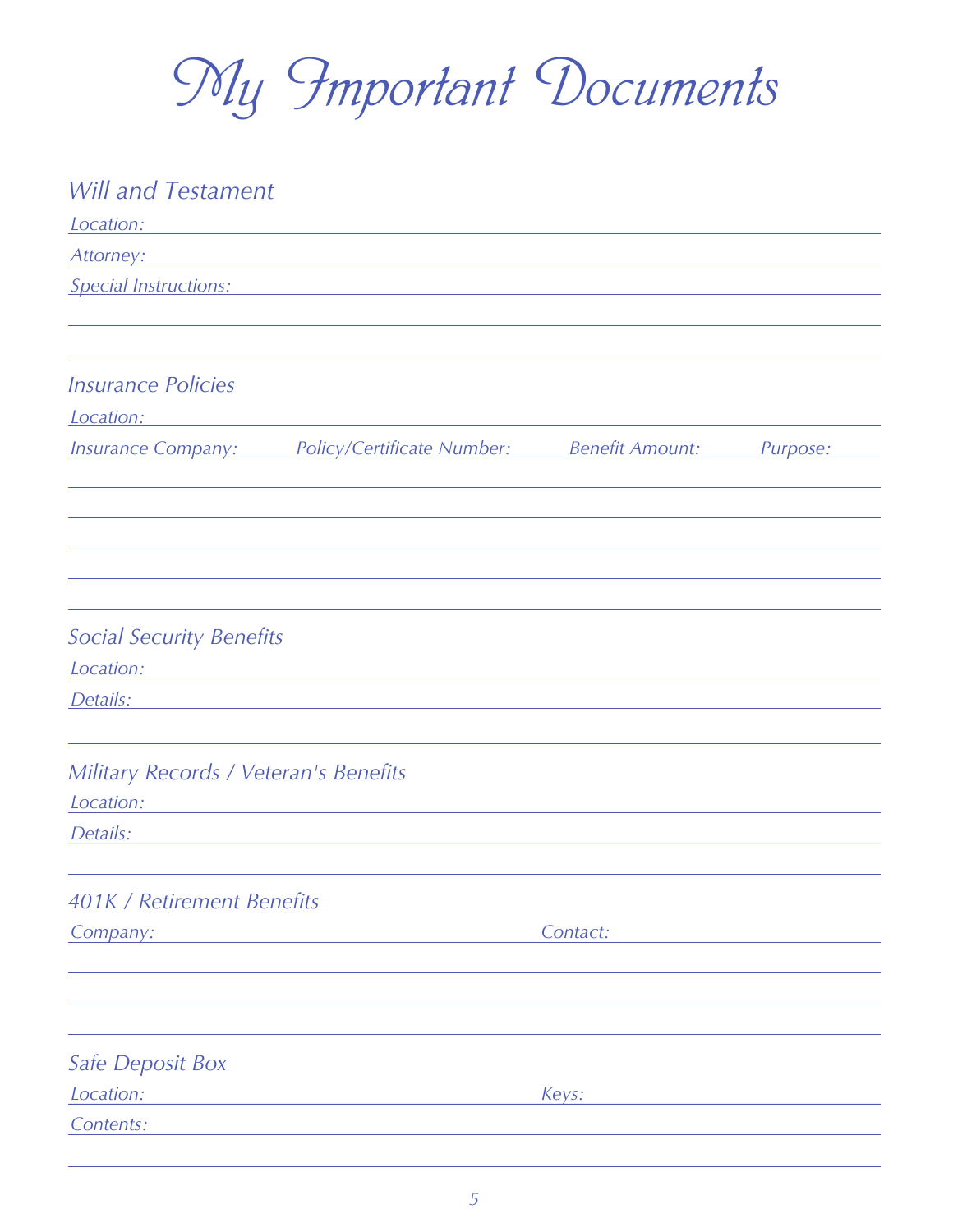# My Important Documents

## Will and Testament

*Location:*

*Attorney:*

*Special Instructions:*

## Insurance Policies

*Location:*

| *Insurance Company:* | *Policy/Certificate Number:* | *Benefit Amount:* | *Purpose:* |
|---|---|---|---|
| | | | |

## Social Security Benefits

*Location:*

*Details:*

## Military Records / Veteran's Benefits

*Location:*

*Details:*

## 401K / Retirement Benefits

*Company:* *Contact:*

## Safe Deposit Box

*Location:* *Keys:*

*Contents:*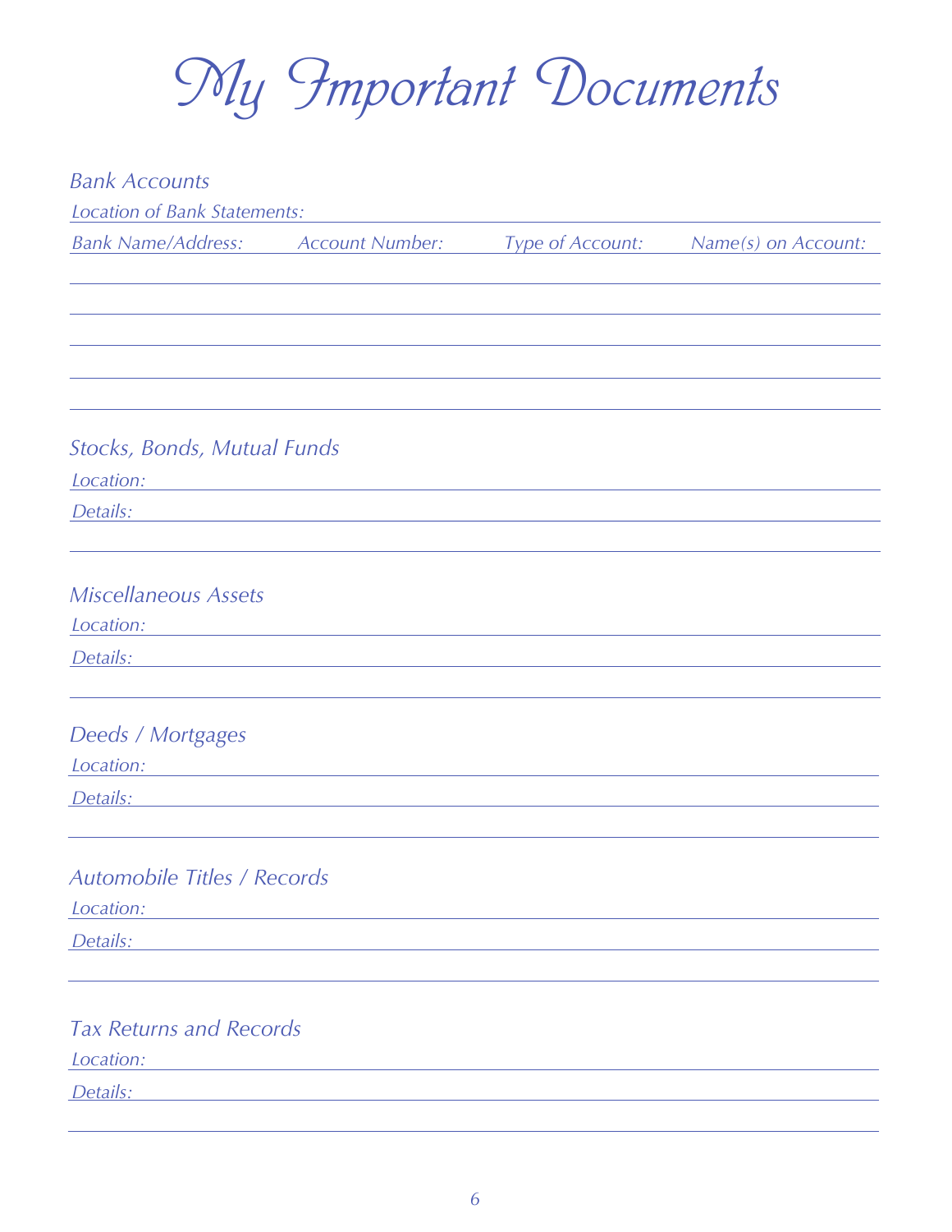# My Important Documents

## Bank Accounts

Location of Bank Statements:

| Bank Name/Address: | Account Number: | Type of Account: | Name(s) on Account: |
| --- | --- | --- | --- |
| | | | |
| | | | |
| | | | |
| | | | |
| | | | |

## Stocks, Bonds, Mutual Funds

Location:

Details:

## Miscellaneous Assets

Location:

Details:

## Deeds / Mortgages

Location:

Details:

## Automobile Titles / Records

Location:

Details:

## Tax Returns and Records

Location:

Details: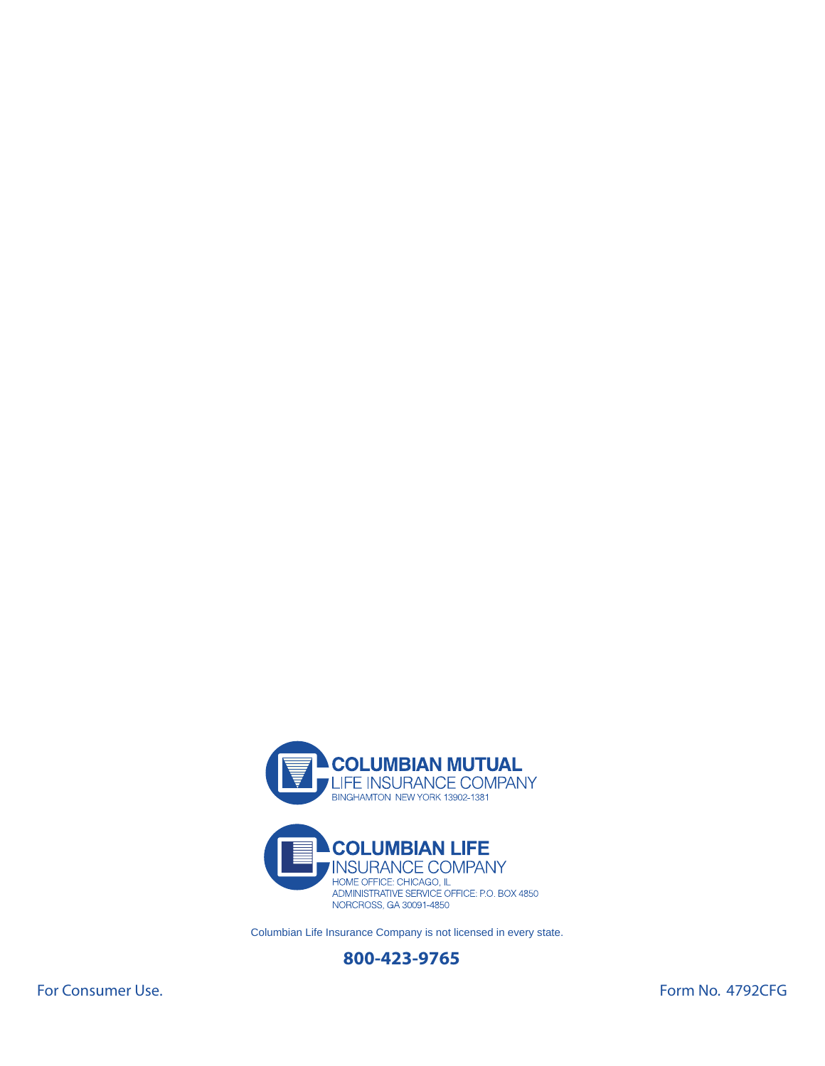**COLUMBIAN MUTUAL**
LIFE INSURANCE COMPANY
BINGHAMTON NEW YORK 13902-1381

**COLUMBIAN LIFE**
INSURANCE COMPANY
HOME OFFICE: CHICAGO, IL
ADMINISTRATIVE SERVICE OFFICE: P.O. BOX 4850
NORCROSS, GA 30091-4850

Columbian Life Insurance Company is not licensed in every state.

**800-423-9765**

For Consumer Use.

Form No. 4792CFG